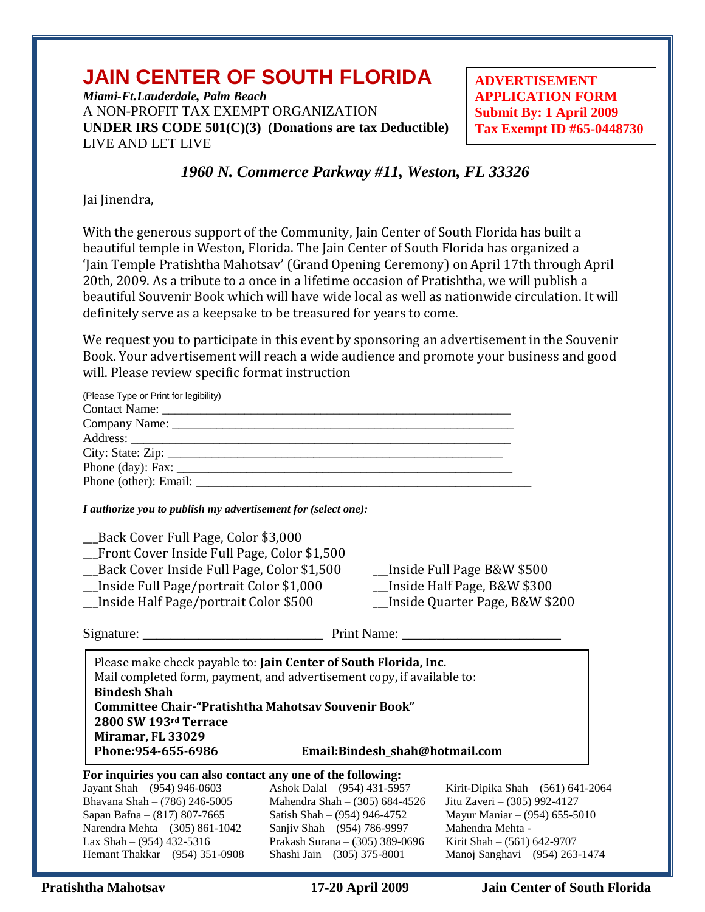# JAIN CENTER OF SOUTH FLORIDA

***Miami-Ft.Lauderdale, Palm Beach***

A NON-PROFIT TAX EXEMPT ORGANIZATION

**UNDER IRS CODE 501(C)(3) (Donations are tax Deductible)**

LIVE AND LET LIVE

**ADVERTISEMENT APPLICATION FORM**
**Submit By: 1 April 2009**
**Tax Exempt ID #65-0448730**

***1960 N. Commerce Parkway #11, Weston, FL 33326***

Jai Jinendra,

With the generous support of the Community, Jain Center of South Florida has built a beautiful temple in Weston, Florida. The Jain Center of South Florida has organized a 'Jain Temple Pratishtha Mahotsav' (Grand Opening Ceremony) on April 17th through April 20th, 2009. As a tribute to a once in a lifetime occasion of Pratishtha, we will publish a beautiful Souvenir Book which will have wide local as well as nationwide circulation. It will definitely serve as a keepsake to be treasured for years to come.

We request you to participate in this event by sponsoring an advertisement in the Souvenir Book. Your advertisement will reach a wide audience and promote your business and good will. Please review specific format instruction

(Please Type or Print for legibility)
Contact Name: ____________________________________________________________
Company Name: ____________________________________________________________
Address: ____________________________________________________________
City: State: Zip: ____________________________________________________________
Phone (day): Fax: ____________________________________________________________
Phone (other): Email: ____________________________________________________________

***I authorize you to publish my advertisement for (select one):***

__Back Cover Full Page, Color $3,000
__Front Cover Inside Full Page, Color $1,500
__Back Cover Inside Full Page, Color $1,500
__Inside Full Page/portrait Color $1,000
__Inside Half Page/portrait Color $500
__Inside Full Page B&W $500
__Inside Half Page, B&W $300
__Inside Quarter Page, B&W $200

Signature: ______________________________ Print Name: __________________________

Please make check payable to: **Jain Center of South Florida, Inc.**
Mail completed form, payment, and advertisement copy, if available to:
**Bindesh Shah**
**Committee Chair-"Pratishtha Mahotsav Souvenir Book"**
**2800 SW 193rd Terrace**
**Miramar, FL 33029**
**Phone:954-655-6986** **Email:Bindesh_shah@hotmail.com**

**For inquiries you can also contact any one of the following:**

Jayant Shah – (954) 946-0603
Bhavana Shah – (786) 246-5005
Sapan Bafna – (817) 807-7665
Narendra Mehta – (305) 861-1042
Lax Shah – (954) 432-5316
Hemant Thakkar – (954) 351-0908
Ashok Dalal – (954) 431-5957
Mahendra Shah – (305) 684-4526
Satish Shah – (954) 946-4752
Sanjiv Shah – (954) 786-9997
Prakash Surana – (305) 389-0696
Shashi Jain – (305) 375-8001
Kirit-Dipika Shah – (561) 641-2064
Jitu Zaveri – (305) 992-4127
Mayur Maniar – (954) 655-5010
Mahendra Mehta -
Kirit Shah – (561) 642-9707
Manoj Sanghavi – (954) 263-1474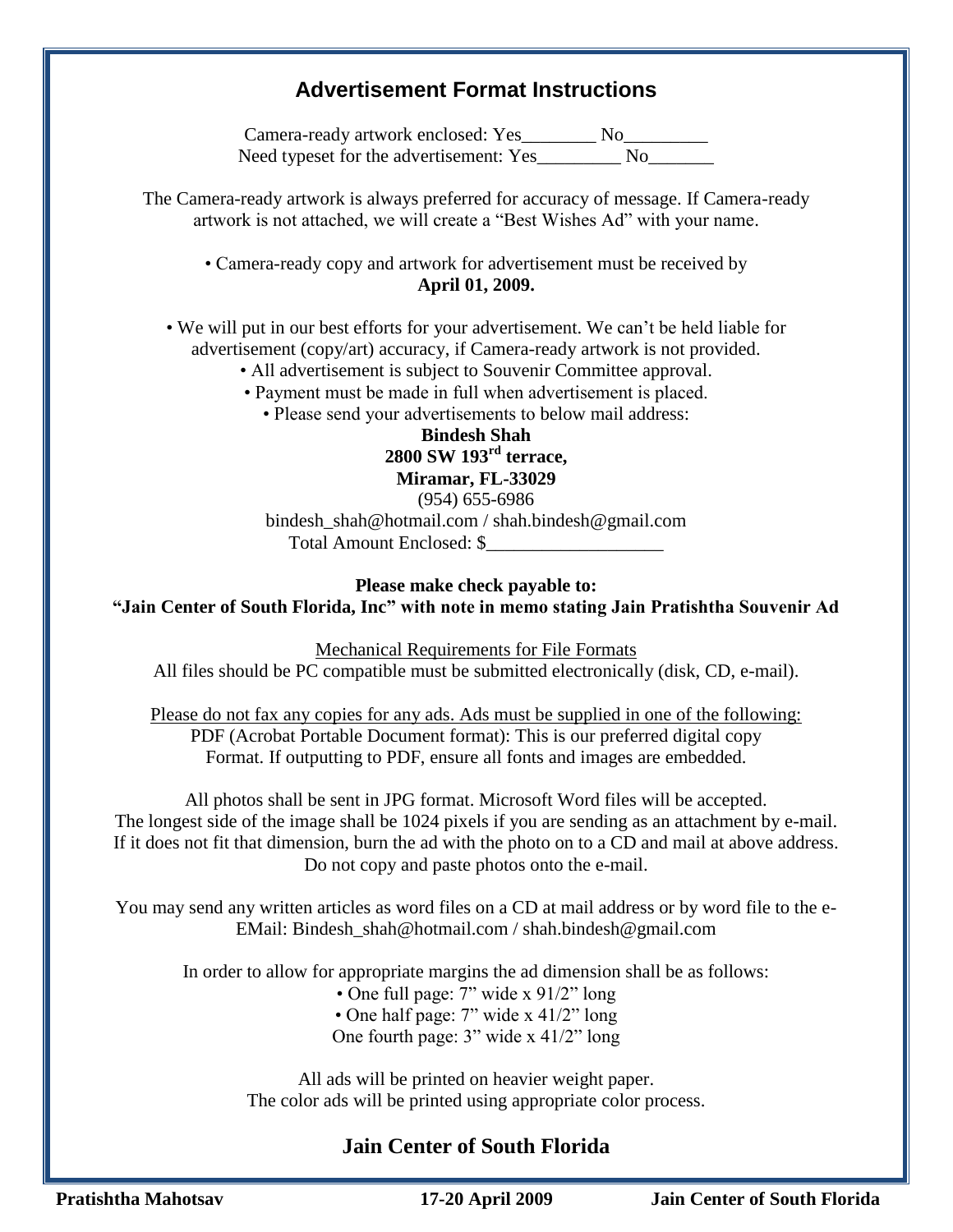## Advertisement Format Instructions

Camera-ready artwork enclosed: Yes________ No_________

Need typeset for the advertisement: Yes_________ No_______

The Camera-ready artwork is always preferred for accuracy of message. If Camera-ready artwork is not attached, we will create a "Best Wishes Ad" with your name.

• Camera-ready copy and artwork for advertisement must be received by **April 01, 2009.**

• We will put in our best efforts for your advertisement. We can't be held liable for advertisement (copy/art) accuracy, if Camera-ready artwork is not provided.

• All advertisement is subject to Souvenir Committee approval.

• Payment must be made in full when advertisement is placed.

• Please send your advertisements to below mail address:

**Bindesh Shah**
**2800 SW 193rd terrace,**
**Miramar, FL-33029**
(954) 655-6986
bindesh_shah@hotmail.com / shah.bindesh@gmail.com

Total Amount Enclosed: $___________________

**Please make check payable to:**
**"Jain Center of South Florida, Inc" with note in memo stating Jain Pratishtha Souvenir Ad**

Mechanical Requirements for File Formats

All files should be PC compatible must be submitted electronically (disk, CD, e-mail).

Please do not fax any copies for any ads. Ads must be supplied in one of the following:

PDF (Acrobat Portable Document format): This is our preferred digital copy Format. If outputting to PDF, ensure all fonts and images are embedded.

All photos shall be sent in JPG format. Microsoft Word files will be accepted. The longest side of the image shall be 1024 pixels if you are sending as an attachment by e-mail. If it does not fit that dimension, burn the ad with the photo on to a CD and mail at above address. Do not copy and paste photos onto the e-mail.

You may send any written articles as word files on a CD at mail address or by word file to the e-EMail: Bindesh_shah@hotmail.com / shah.bindesh@gmail.com

In order to allow for appropriate margins the ad dimension shall be as follows:

• One full page: 7" wide x 91/2" long
• One half page: 7" wide x 41/2" long
One fourth page: 3" wide x 41/2" long

All ads will be printed on heavier weight paper.
The color ads will be printed using appropriate color process.

## Jain Center of South Florida